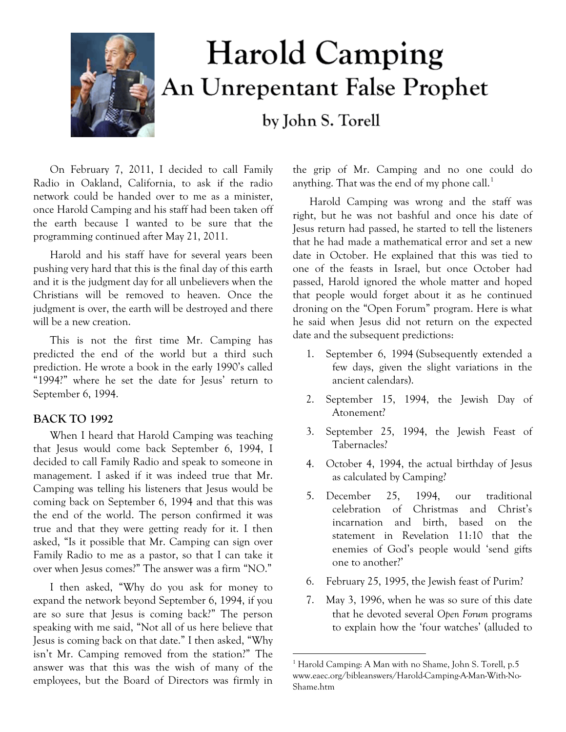# Harold Camping
## An Unrepentant False Prophet
### by John S. Torell

On February 7, 2011, I decided to call Family Radio in Oakland, California, to ask if the radio network could be handed over to me as a minister, once Harold Camping and his staff had been taken off the earth because I wanted to be sure that the programming continued after May 21, 2011.

Harold and his staff have for several years been pushing very hard that this is the final day of this earth and it is the judgment day for all unbelievers when the Christians will be removed to heaven. Once the judgment is over, the earth will be destroyed and there will be a new creation.

This is not the first time Mr. Camping has predicted the end of the world but a third such prediction. He wrote a book in the early 1990's called "1994?" where he set the date for Jesus' return to September 6, 1994.

**BACK TO 1992**

When I heard that Harold Camping was teaching that Jesus would come back September 6, 1994, I decided to call Family Radio and speak to someone in management. I asked if it was indeed true that Mr. Camping was telling his listeners that Jesus would be coming back on September 6, 1994 and that this was the end of the world. The person confirmed it was true and that they were getting ready for it. I then asked, "Is it possible that Mr. Camping can sign over Family Radio to me as a pastor, so that I can take it over when Jesus comes?" The answer was a firm "NO."

I then asked, "Why do you ask for money to expand the network beyond September 6, 1994, if you are so sure that Jesus is coming back?" The person speaking with me said, "Not all of us here believe that Jesus is coming back on that date." I then asked, "Why isn't Mr. Camping removed from the station?" The answer was that this was the wish of many of the employees, but the Board of Directors was firmly in the grip of Mr. Camping and no one could do anything. That was the end of my phone call.[1]

Harold Camping was wrong and the staff was right, but he was not bashful and once his date of Jesus return had passed, he started to tell the listeners that he had made a mathematical error and set a new date in October. He explained that this was tied to one of the feasts in Israel, but once October had passed, Harold ignored the whole matter and hoped that people would forget about it as he continued droning on the "Open Forum" program. Here is what he said when Jesus did not return on the expected date and the subsequent predictions:

1. September 6, 1994 (Subsequently extended a few days, given the slight variations in the ancient calendars).
2. September 15, 1994, the Jewish Day of Atonement?
3. September 25, 1994, the Jewish Feast of Tabernacles?
4. October 4, 1994, the actual birthday of Jesus as calculated by Camping?
5. December 25, 1994, our traditional celebration of Christmas and Christ's incarnation and birth, based on the statement in Revelation 11:10 that the enemies of God's people would 'send gifts one to another?'
6. February 25, 1995, the Jewish feast of Purim?
7. May 3, 1996, when he was so sure of this date that he devoted several *Open Forum* programs to explain how the 'four watches' (alluded to

---

[1] Harold Camping: A Man with no Shame, John S. Torell, p.5 www.eaec.org/bibleanswers/Harold-Camping-A-Man-With-No-Shame.htm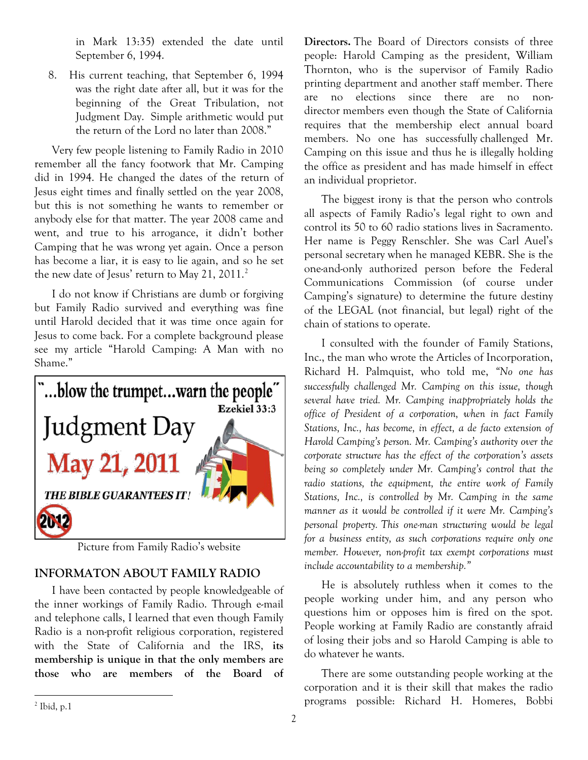in Mark 13:35) extended the date until September 6, 1994.

8. His current teaching, that September 6, 1994 was the right date after all, but it was for the beginning of the Great Tribulation, not Judgment Day. Simple arithmetic would put the return of the Lord no later than 2008."

Very few people listening to Family Radio in 2010 remember all the fancy footwork that Mr. Camping did in 1994. He changed the dates of the return of Jesus eight times and finally settled on the year 2008, but this is not something he wants to remember or anybody else for that matter. The year 2008 came and went, and true to his arrogance, it didn't bother Camping that he was wrong yet again. Once a person has become a liar, it is easy to lie again, and so he set the new date of Jesus' return to May 21, 2011.[2]

I do not know if Christians are dumb or forgiving but Family Radio survived and everything was fine until Harold decided that it was time once again for Jesus to come back. For a complete background please see my article "Harold Camping: A Man with no Shame."

"...blow the trumpet...warn the people" Ezekiel 33:3

Judgment Day

May 21, 2011

THE BIBLE GUARANTEES IT!

2012

Picture from Family Radio's website

## INFORMATON ABOUT FAMILY RADIO

I have been contacted by people knowledgeable of the inner workings of Family Radio. Through e-mail and telephone calls, I learned that even though Family Radio is a non-profit religious corporation, registered with the State of California and the IRS, **its membership is unique in that the only members are those who are members of the Board of Directors.** The Board of Directors consists of three people: Harold Camping as the president, William Thornton, who is the supervisor of Family Radio printing department and another staff member. There are no elections since there are no non-director members even though the State of California requires that the membership elect annual board members. No one has successfully challenged Mr. Camping on this issue and thus he is illegally holding the office as president and has made himself in effect an individual proprietor.

The biggest irony is that the person who controls all aspects of Family Radio's legal right to own and control its 50 to 60 radio stations lives in Sacramento. Her name is Peggy Renschler. She was Carl Auel's personal secretary when he managed KEBR. She is the one-and-only authorized person before the Federal Communications Commission (of course under Camping's signature) to determine the future destiny of the LEGAL (not financial, but legal) right of the chain of stations to operate.

I consulted with the founder of Family Stations, Inc., the man who wrote the Articles of Incorporation, Richard H. Palmquist, who told me, *"No one has successfully challenged Mr. Camping on this issue, though several have tried. Mr. Camping inappropriately holds the office of President of a corporation, when in fact Family Stations, Inc., has become, in effect, a de facto extension of Harold Camping's person. Mr. Camping's authority over the corporate structure has the effect of the corporation's assets being so completely under Mr. Camping's control that the radio stations, the equipment, the entire work of Family Stations, Inc., is controlled by Mr. Camping in the same manner as it would be controlled if it were Mr. Camping's personal property. This one-man structuring would be legal for a business entity, as such corporations require only one member. However, non-profit tax exempt corporations must include accountability to a membership."*

He is absolutely ruthless when it comes to the people working under him, and any person who questions him or opposes him is fired on the spot. People working at Family Radio are constantly afraid of losing their jobs and so Harold Camping is able to do whatever he wants.

There are some outstanding people working at the corporation and it is their skill that makes the radio programs possible: Richard H. Homeres, Bobbi

[2] Ibid, p.1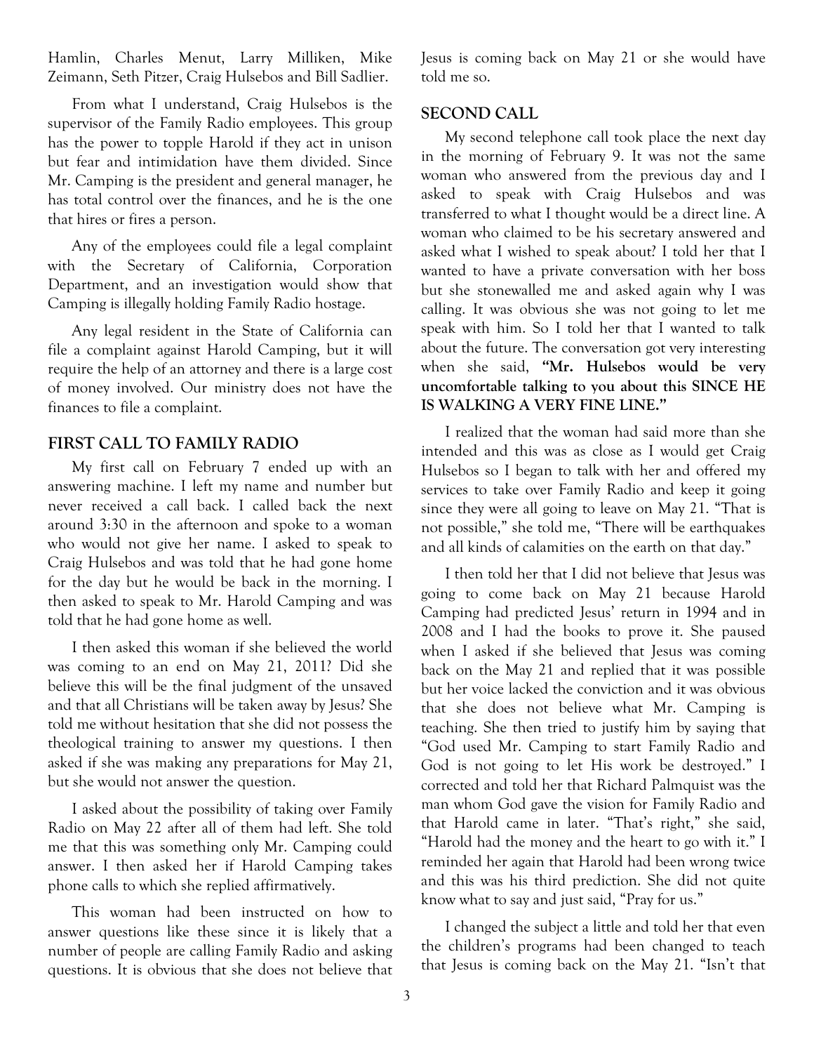Hamlin, Charles Menut, Larry Milliken, Mike Zeimann, Seth Pitzer, Craig Hulsebos and Bill Sadlier.

From what I understand, Craig Hulsebos is the supervisor of the Family Radio employees. This group has the power to topple Harold if they act in unison but fear and intimidation have them divided. Since Mr. Camping is the president and general manager, he has total control over the finances, and he is the one that hires or fires a person.

Any of the employees could file a legal complaint with the Secretary of California, Corporation Department, and an investigation would show that Camping is illegally holding Family Radio hostage.

Any legal resident in the State of California can file a complaint against Harold Camping, but it will require the help of an attorney and there is a large cost of money involved. Our ministry does not have the finances to file a complaint.

## FIRST CALL TO FAMILY RADIO

My first call on February 7 ended up with an answering machine. I left my name and number but never received a call back. I called back the next around 3:30 in the afternoon and spoke to a woman who would not give her name. I asked to speak to Craig Hulsebos and was told that he had gone home for the day but he would be back in the morning. I then asked to speak to Mr. Harold Camping and was told that he had gone home as well.

I then asked this woman if she believed the world was coming to an end on May 21, 2011? Did she believe this will be the final judgment of the unsaved and that all Christians will be taken away by Jesus? She told me without hesitation that she did not possess the theological training to answer my questions. I then asked if she was making any preparations for May 21, but she would not answer the question.

I asked about the possibility of taking over Family Radio on May 22 after all of them had left. She told me that this was something only Mr. Camping could answer. I then asked her if Harold Camping takes phone calls to which she replied affirmatively.

This woman had been instructed on how to answer questions like these since it is likely that a number of people are calling Family Radio and asking questions. It is obvious that she does not believe that Jesus is coming back on May 21 or she would have told me so.

## SECOND CALL

My second telephone call took place the next day in the morning of February 9. It was not the same woman who answered from the previous day and I asked to speak with Craig Hulsebos and was transferred to what I thought would be a direct line. A woman who claimed to be his secretary answered and asked what I wished to speak about? I told her that I wanted to have a private conversation with her boss but she stonewalled me and asked again why I was calling. It was obvious she was not going to let me speak with him. So I told her that I wanted to talk about the future. The conversation got very interesting when she said, **"Mr. Hulsebos would be very uncomfortable talking to you about this SINCE HE IS WALKING A VERY FINE LINE."**

I realized that the woman had said more than she intended and this was as close as I would get Craig Hulsebos so I began to talk with her and offered my services to take over Family Radio and keep it going since they were all going to leave on May 21. "That is not possible," she told me, "There will be earthquakes and all kinds of calamities on the earth on that day."

I then told her that I did not believe that Jesus was going to come back on May 21 because Harold Camping had predicted Jesus' return in 1994 and in 2008 and I had the books to prove it. She paused when I asked if she believed that Jesus was coming back on the May 21 and replied that it was possible but her voice lacked the conviction and it was obvious that she does not believe what Mr. Camping is teaching. She then tried to justify him by saying that "God used Mr. Camping to start Family Radio and God is not going to let His work be destroyed." I corrected and told her that Richard Palmquist was the man whom God gave the vision for Family Radio and that Harold came in later. "That's right," she said, "Harold had the money and the heart to go with it." I reminded her again that Harold had been wrong twice and this was his third prediction. She did not quite know what to say and just said, "Pray for us."

I changed the subject a little and told her that even the children's programs had been changed to teach that Jesus is coming back on the May 21. "Isn't that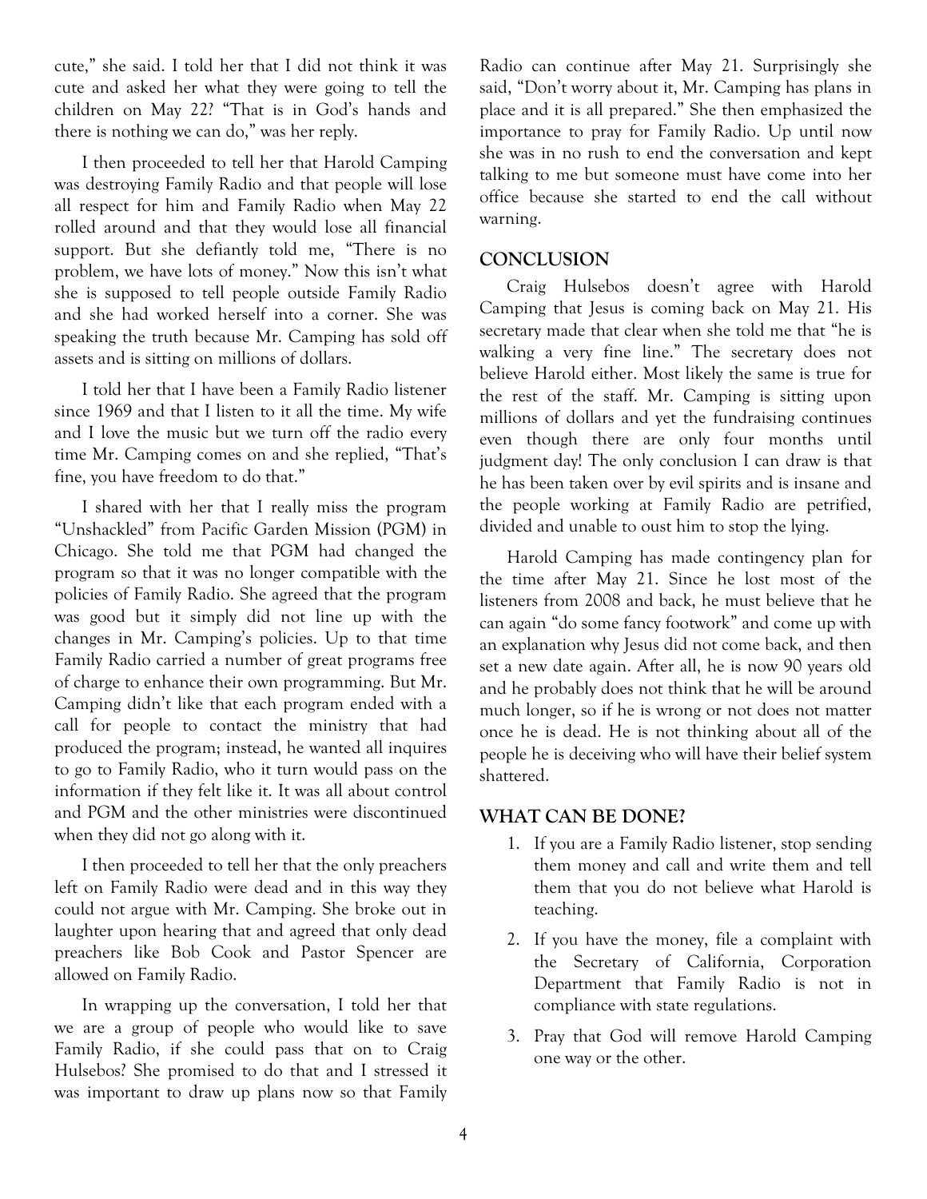cute," she said. I told her that I did not think it was cute and asked her what they were going to tell the children on May 22? "That is in God's hands and there is nothing we can do," was her reply.

I then proceeded to tell her that Harold Camping was destroying Family Radio and that people will lose all respect for him and Family Radio when May 22 rolled around and that they would lose all financial support. But she defiantly told me, "There is no problem, we have lots of money." Now this isn't what she is supposed to tell people outside Family Radio and she had worked herself into a corner. She was speaking the truth because Mr. Camping has sold off assets and is sitting on millions of dollars.

I told her that I have been a Family Radio listener since 1969 and that I listen to it all the time. My wife and I love the music but we turn off the radio every time Mr. Camping comes on and she replied, "That's fine, you have freedom to do that."

I shared with her that I really miss the program "Unshackled" from Pacific Garden Mission (PGM) in Chicago. She told me that PGM had changed the program so that it was no longer compatible with the policies of Family Radio. She agreed that the program was good but it simply did not line up with the changes in Mr. Camping's policies. Up to that time Family Radio carried a number of great programs free of charge to enhance their own programming. But Mr. Camping didn't like that each program ended with a call for people to contact the ministry that had produced the program; instead, he wanted all inquires to go to Family Radio, who it turn would pass on the information if they felt like it. It was all about control and PGM and the other ministries were discontinued when they did not go along with it.

I then proceeded to tell her that the only preachers left on Family Radio were dead and in this way they could not argue with Mr. Camping. She broke out in laughter upon hearing that and agreed that only dead preachers like Bob Cook and Pastor Spencer are allowed on Family Radio.

In wrapping up the conversation, I told her that we are a group of people who would like to save Family Radio, if she could pass that on to Craig Hulsebos? She promised to do that and I stressed it was important to draw up plans now so that Family Radio can continue after May 21. Surprisingly she said, "Don't worry about it, Mr. Camping has plans in place and it is all prepared." She then emphasized the importance to pray for Family Radio. Up until now she was in no rush to end the conversation and kept talking to me but someone must have come into her office because she started to end the call without warning.

## CONCLUSION

Craig Hulsebos doesn't agree with Harold Camping that Jesus is coming back on May 21. His secretary made that clear when she told me that "he is walking a very fine line." The secretary does not believe Harold either. Most likely the same is true for the rest of the staff. Mr. Camping is sitting upon millions of dollars and yet the fundraising continues even though there are only four months until judgment day! The only conclusion I can draw is that he has been taken over by evil spirits and is insane and the people working at Family Radio are petrified, divided and unable to oust him to stop the lying.

Harold Camping has made contingency plan for the time after May 21. Since he lost most of the listeners from 2008 and back, he must believe that he can again "do some fancy footwork" and come up with an explanation why Jesus did not come back, and then set a new date again. After all, he is now 90 years old and he probably does not think that he will be around much longer, so if he is wrong or not does not matter once he is dead. He is not thinking about all of the people he is deceiving who will have their belief system shattered.

## WHAT CAN BE DONE?

1. If you are a Family Radio listener, stop sending them money and call and write them and tell them that you do not believe what Harold is teaching.
2. If you have the money, file a complaint with the Secretary of California, Corporation Department that Family Radio is not in compliance with state regulations.
3. Pray that God will remove Harold Camping one way or the other.